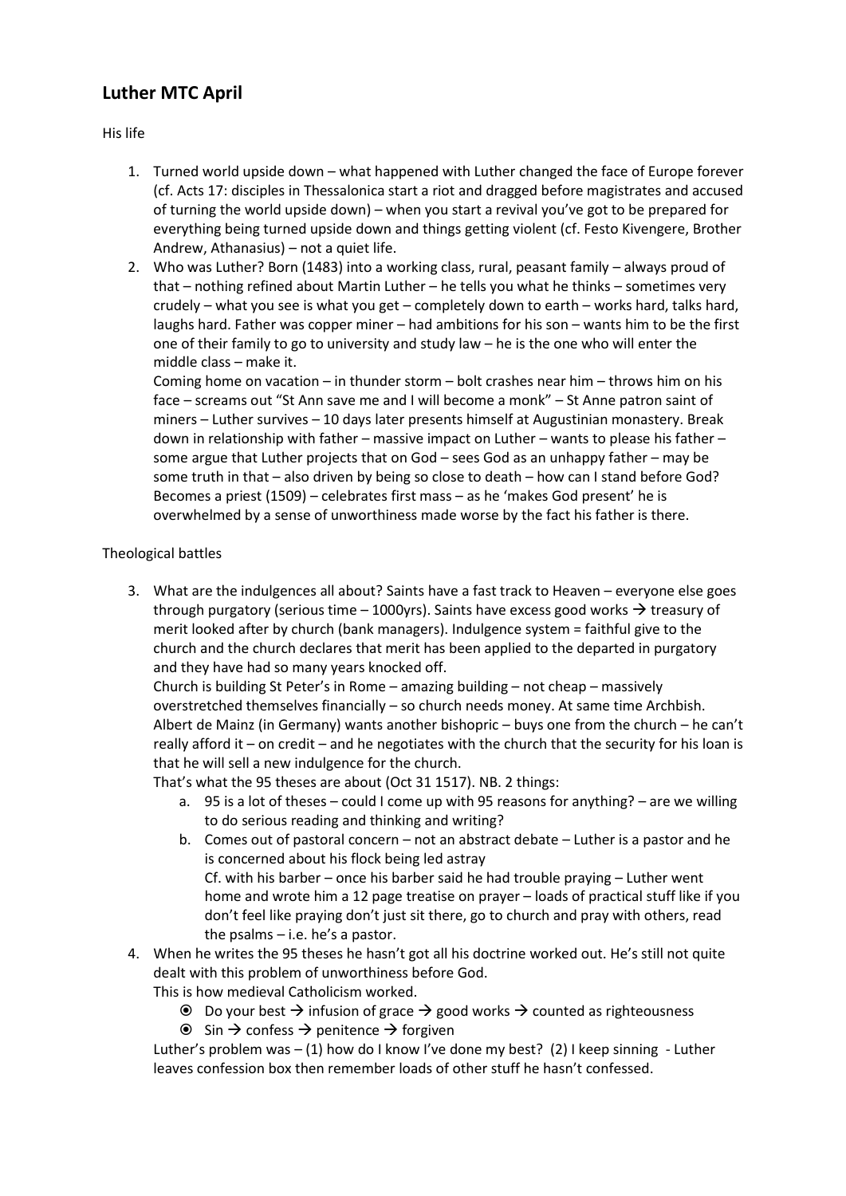# Luther MTC April

His life

1. Turned world upside down – what happened with Luther changed the face of Europe forever (cf. Acts 17: disciples in Thessalonica start a riot and dragged before magistrates and accused of turning the world upside down) – when you start a revival you've got to be prepared for everything being turned upside down and things getting violent (cf. Festo Kivengere, Brother Andrew, Athanasius) – not a quiet life.
2. Who was Luther? Born (1483) into a working class, rural, peasant family – always proud of that – nothing refined about Martin Luther – he tells you what he thinks – sometimes very crudely – what you see is what you get – completely down to earth – works hard, talks hard, laughs hard. Father was copper miner – had ambitions for his son – wants him to be the first one of their family to go to university and study law – he is the one who will enter the middle class – make it.

   Coming home on vacation – in thunder storm – bolt crashes near him – throws him on his face – screams out "St Ann save me and I will become a monk" – St Anne patron saint of miners – Luther survives – 10 days later presents himself at Augustinian monastery. Break down in relationship with father – massive impact on Luther – wants to please his father – some argue that Luther projects that on God – sees God as an unhappy father – may be some truth in that – also driven by being so close to death – how can I stand before God? Becomes a priest (1509) – celebrates first mass – as he 'makes God present' he is overwhelmed by a sense of unworthiness made worse by the fact his father is there.

Theological battles

3. What are the indulgences all about? Saints have a fast track to Heaven – everyone else goes through purgatory (serious time – 1000yrs). Saints have excess good works → treasury of merit looked after by church (bank managers). Indulgence system = faithful give to the church and the church declares that merit has been applied to the departed in purgatory and they have had so many years knocked off.

   Church is building St Peter's in Rome – amazing building – not cheap – massively overstretched themselves financially – so church needs money. At same time Archbish. Albert de Mainz (in Germany) wants another bishopric – buys one from the church – he can't really afford it – on credit – and he negotiates with the church that the security for his loan is that he will sell a new indulgence for the church.

   That's what the 95 theses are about (Oct 31 1517). NB. 2 things:

   a. 95 is a lot of theses – could I come up with 95 reasons for anything? – are we willing to do serious reading and thinking and writing?
   b. Comes out of pastoral concern – not an abstract debate – Luther is a pastor and he is concerned about his flock being led astray

      Cf. with his barber – once his barber said he had trouble praying – Luther went home and wrote him a 12 page treatise on prayer – loads of practical stuff like if you don't feel like praying don't just sit there, go to church and pray with others, read the psalms – i.e. he's a pastor.

4. When he writes the 95 theses he hasn't got all his doctrine worked out. He's still not quite dealt with this problem of unworthiness before God.

   This is how medieval Catholicism worked.

   - Do your best → infusion of grace → good works → counted as righteousness
   - Sin → confess → penitence → forgiven

   Luther's problem was – (1) how do I know I've done my best? (2) I keep sinning - Luther leaves confession box then remember loads of other stuff he hasn't confessed.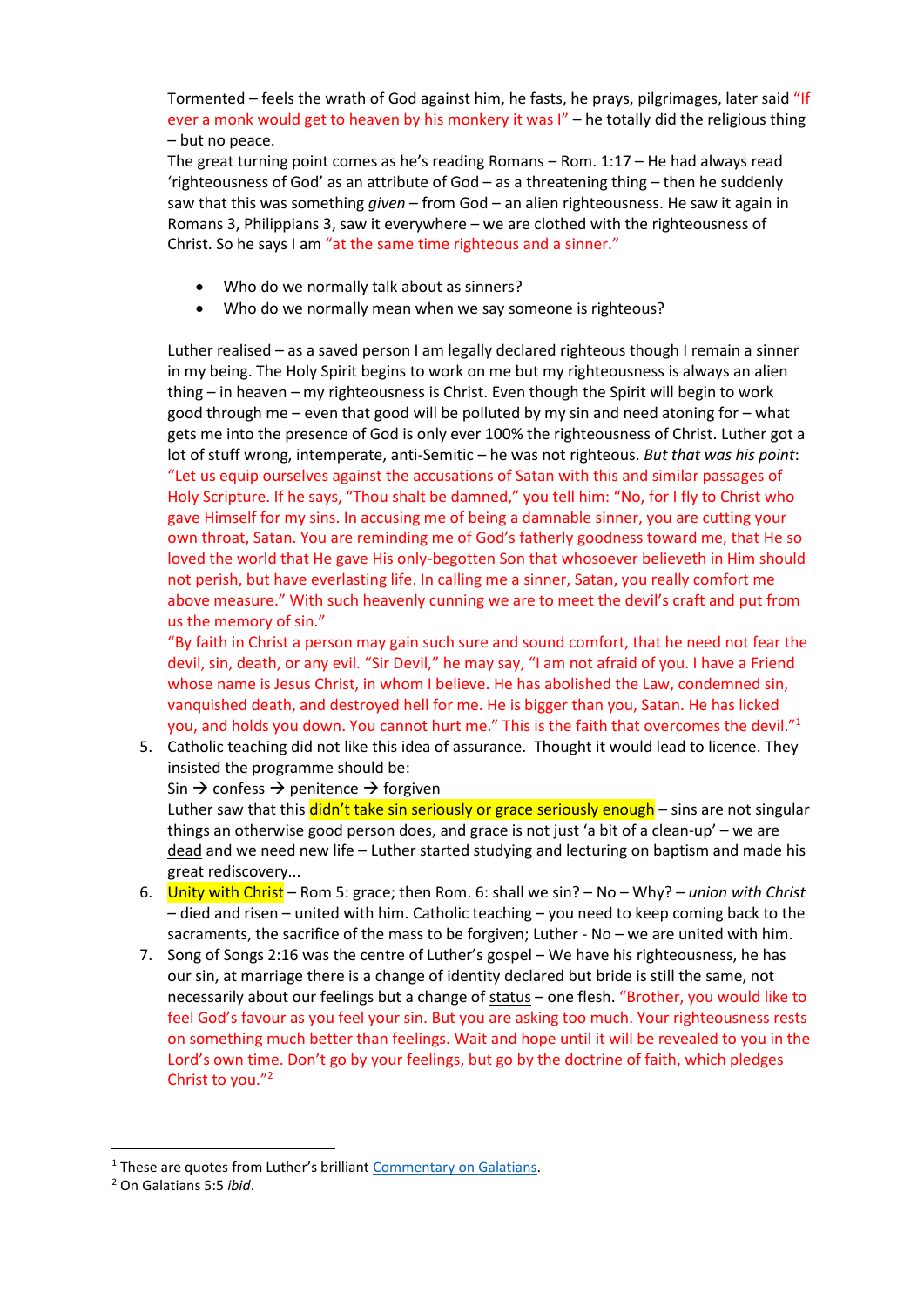Tormented – feels the wrath of God against him, he fasts, he prays, pilgrimages, later said "If ever a monk would get to heaven by his monkery it was I" – he totally did the religious thing – but no peace.
The great turning point comes as he's reading Romans – Rom. 1:17 – He had always read 'righteousness of God' as an attribute of God – as a threatening thing – then he suddenly saw that this was something *given* – from God – an alien righteousness. He saw it again in Romans 3, Philippians 3, saw it everywhere – we are clothed with the righteousness of Christ. So he says I am "at the same time righteous and a sinner."

- Who do we normally talk about as sinners?
- Who do we normally mean when we say someone is righteous?

Luther realised – as a saved person I am legally declared righteous though I remain a sinner in my being. The Holy Spirit begins to work on me but my righteousness is always an alien thing – in heaven – my righteousness is Christ. Even though the Spirit will begin to work good through me – even that good will be polluted by my sin and need atoning for – what gets me into the presence of God is only ever 100% the righteousness of Christ. Luther got a lot of stuff wrong, intemperate, anti-Semitic – he was not righteous. *But that was his point*: "Let us equip ourselves against the accusations of Satan with this and similar passages of Holy Scripture. If he says, "Thou shalt be damned," you tell him: "No, for I fly to Christ who gave Himself for my sins. In accusing me of being a damnable sinner, you are cutting your own throat, Satan. You are reminding me of God's fatherly goodness toward me, that He so loved the world that He gave His only-begotten Son that whosoever believeth in Him should not perish, but have everlasting life. In calling me a sinner, Satan, you really comfort me above measure." With such heavenly cunning we are to meet the devil's craft and put from us the memory of sin."
"By faith in Christ a person may gain such sure and sound comfort, that he need not fear the devil, sin, death, or any evil. "Sir Devil," he may say, "I am not afraid of you. I have a Friend whose name is Jesus Christ, in whom I believe. He has abolished the Law, condemned sin, vanquished death, and destroyed hell for me. He is bigger than you, Satan. He has licked you, and holds you down. You cannot hurt me." This is the faith that overcomes the devil."[1]

5. Catholic teaching did not like this idea of assurance. Thought it would lead to licence. They insisted the programme should be:
   Sin → confess → penitence → forgiven
   Luther saw that this didn't take sin seriously or grace seriously enough – sins are not singular things an otherwise good person does, and grace is not just 'a bit of a clean-up' – we are dead and we need new life – Luther started studying and lecturing on baptism and made his great rediscovery...
6. Unity with Christ – Rom 5: grace; then Rom. 6: shall we sin? – No – Why? – *union with Christ* – died and risen – united with him. Catholic teaching – you need to keep coming back to the sacraments, the sacrifice of the mass to be forgiven; Luther - No – we are united with him.
7. Song of Songs 2:16 was the centre of Luther's gospel – We have his righteousness, he has our sin, at marriage there is a change of identity declared but bride is still the same, not necessarily about our feelings but a change of status – one flesh. "Brother, you would like to feel God's favour as you feel your sin. But you are asking too much. Your righteousness rests on something much better than feelings. Wait and hope until it will be revealed to you in the Lord's own time. Don't go by your feelings, but go by the doctrine of faith, which pledges Christ to you."[2]

---

[1] These are quotes from Luther's brilliant Commentary on Galatians.
[2] On Galatians 5:5 *ibid*.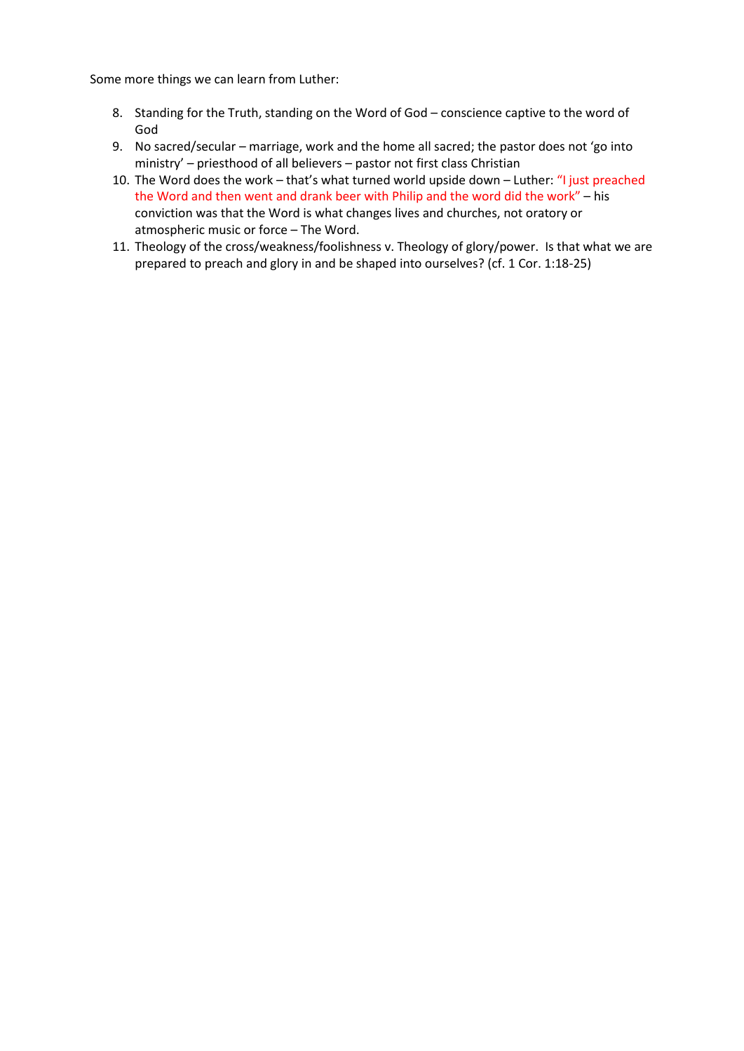Some more things we can learn from Luther:

8. Standing for the Truth, standing on the Word of God – conscience captive to the word of God
9. No sacred/secular – marriage, work and the home all sacred; the pastor does not 'go into ministry' – priesthood of all believers – pastor not first class Christian
10. The Word does the work – that's what turned world upside down – Luther: "I just preached the Word and then went and drank beer with Philip and the word did the work" – his conviction was that the Word is what changes lives and churches, not oratory or atmospheric music or force – The Word.
11. Theology of the cross/weakness/foolishness v. Theology of glory/power. Is that what we are prepared to preach and glory in and be shaped into ourselves? (cf. 1 Cor. 1:18-25)